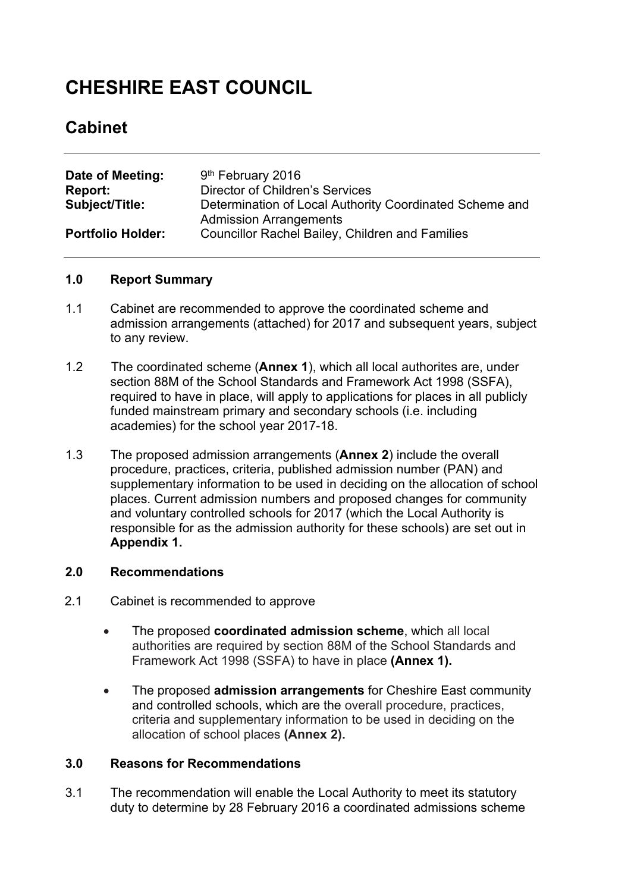# CHESHIRE EAST COUNCIL

## Cabinet

| | |
|---|---|
| **Date of Meeting:** | 9th February 2016 |
| **Report:** | Director of Children's Services |
| **Subject/Title:** | Determination of Local Authority Coordinated Scheme and Admission Arrangements |
| **Portfolio Holder:** | Councillor Rachel Bailey, Children and Families |

### 1.0 Report Summary

1.1 Cabinet are recommended to approve the coordinated scheme and admission arrangements (attached) for 2017 and subsequent years, subject to any review.

1.2 The coordinated scheme (**Annex 1**), which all local authorites are, under section 88M of the School Standards and Framework Act 1998 (SSFA), required to have in place, will apply to applications for places in all publicly funded mainstream primary and secondary schools (i.e. including academies) for the school year 2017-18.

1.3 The proposed admission arrangements (**Annex 2**) include the overall procedure, practices, criteria, published admission number (PAN) and supplementary information to be used in deciding on the allocation of school places. Current admission numbers and proposed changes for community and voluntary controlled schools for 2017 (which the Local Authority is responsible for as the admission authority for these schools) are set out in **Appendix 1.**

### 2.0 Recommendations

2.1 Cabinet is recommended to approve

- The proposed **coordinated admission scheme**, which all local authorities are required by section 88M of the School Standards and Framework Act 1998 (SSFA) to have in place **(Annex 1).**
- The proposed **admission arrangements** for Cheshire East community and controlled schools, which are the overall procedure, practices, criteria and supplementary information to be used in deciding on the allocation of school places **(Annex 2).**

### 3.0 Reasons for Recommendations

3.1 The recommendation will enable the Local Authority to meet its statutory duty to determine by 28 February 2016 a coordinated admissions scheme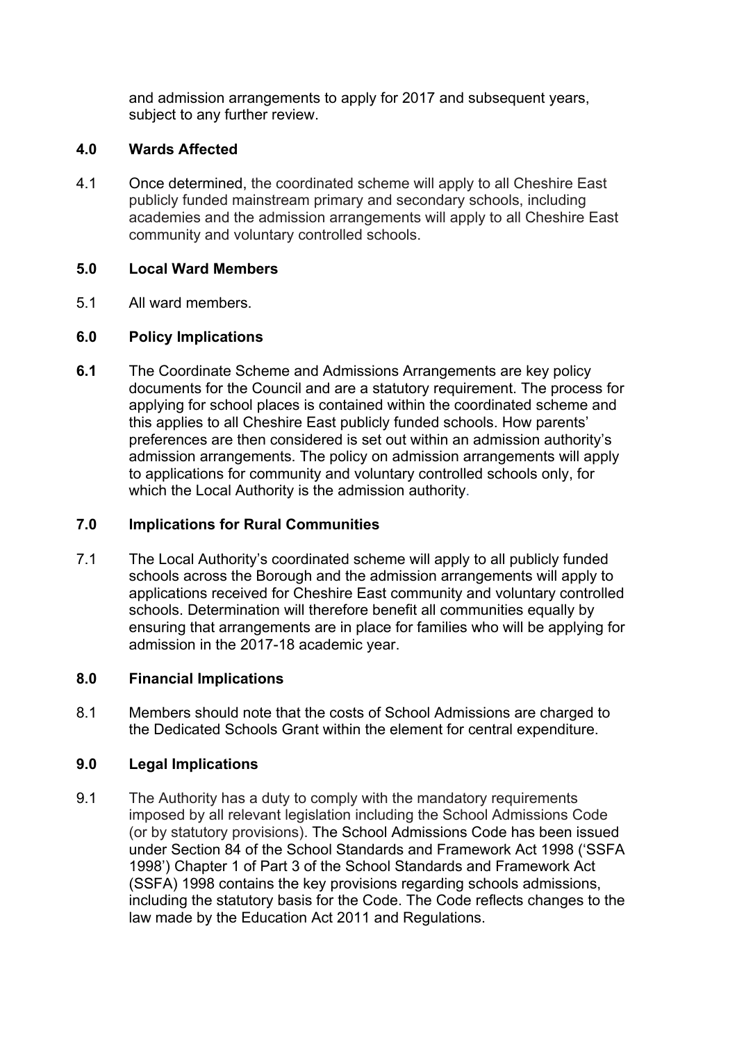and admission arrangements to apply for 2017 and subsequent years, subject to any further review.

## 4.0 Wards Affected

4.1 Once determined, the coordinated scheme will apply to all Cheshire East publicly funded mainstream primary and secondary schools, including academies and the admission arrangements will apply to all Cheshire East community and voluntary controlled schools.

## 5.0 Local Ward Members

5.1 All ward members.

## 6.0 Policy Implications

**6.1** The Coordinate Scheme and Admissions Arrangements are key policy documents for the Council and are a statutory requirement. The process for applying for school places is contained within the coordinated scheme and this applies to all Cheshire East publicly funded schools. How parents' preferences are then considered is set out within an admission authority's admission arrangements. The policy on admission arrangements will apply to applications for community and voluntary controlled schools only, for which the Local Authority is the admission authority.

## 7.0 Implications for Rural Communities

7.1 The Local Authority's coordinated scheme will apply to all publicly funded schools across the Borough and the admission arrangements will apply to applications received for Cheshire East community and voluntary controlled schools. Determination will therefore benefit all communities equally by ensuring that arrangements are in place for families who will be applying for admission in the 2017-18 academic year.

## 8.0 Financial Implications

8.1 Members should note that the costs of School Admissions are charged to the Dedicated Schools Grant within the element for central expenditure.

## 9.0 Legal Implications

9.1 The Authority has a duty to comply with the mandatory requirements imposed by all relevant legislation including the School Admissions Code (or by statutory provisions). The School Admissions Code has been issued under Section 84 of the School Standards and Framework Act 1998 ('SSFA 1998') Chapter 1 of Part 3 of the School Standards and Framework Act (SSFA) 1998 contains the key provisions regarding schools admissions, including the statutory basis for the Code. The Code reflects changes to the law made by the Education Act 2011 and Regulations.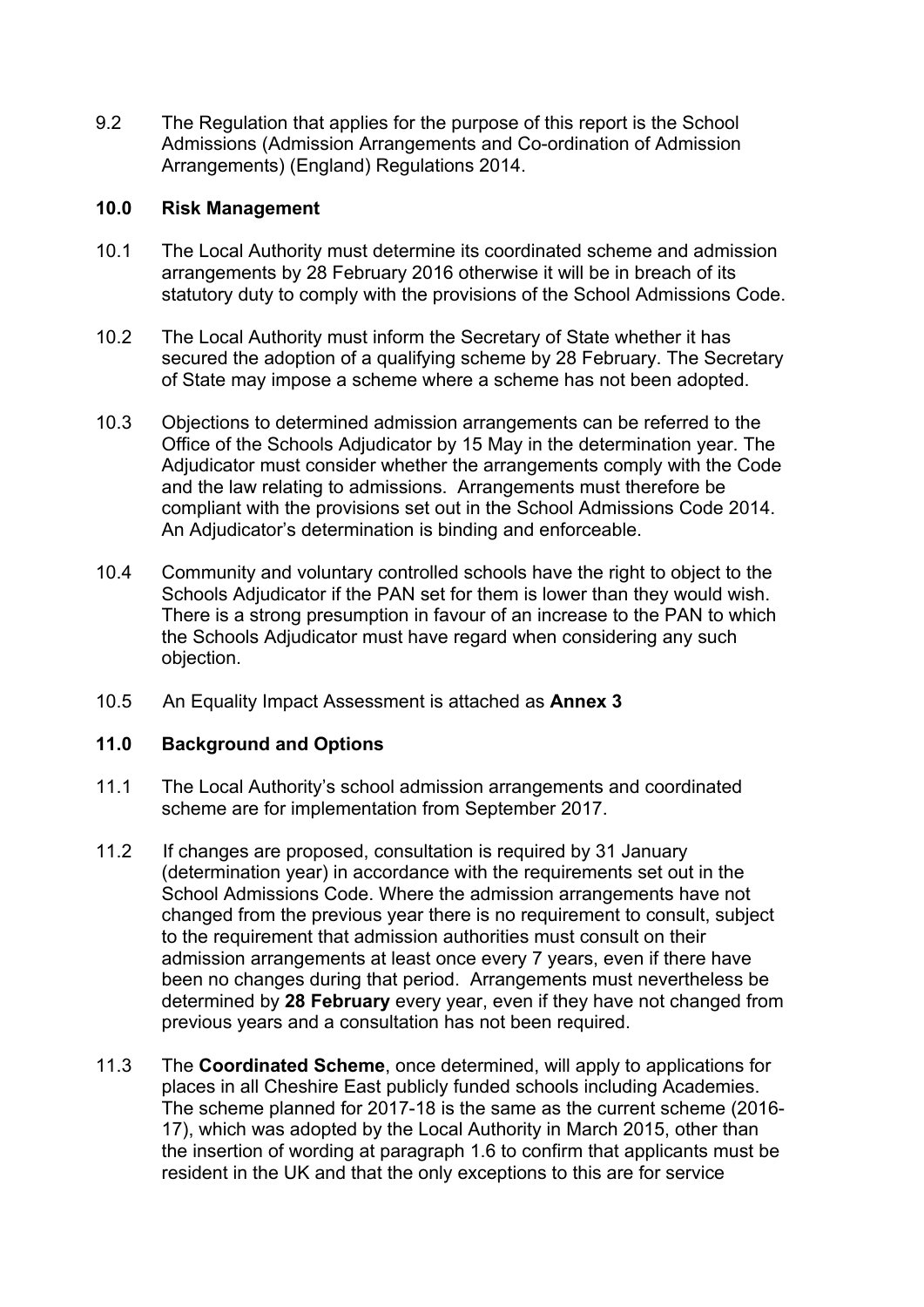9.2 The Regulation that applies for the purpose of this report is the School Admissions (Admission Arrangements and Co-ordination of Admission Arrangements) (England) Regulations 2014.

## 10.0 Risk Management

10.1 The Local Authority must determine its coordinated scheme and admission arrangements by 28 February 2016 otherwise it will be in breach of its statutory duty to comply with the provisions of the School Admissions Code.

10.2 The Local Authority must inform the Secretary of State whether it has secured the adoption of a qualifying scheme by 28 February. The Secretary of State may impose a scheme where a scheme has not been adopted.

10.3 Objections to determined admission arrangements can be referred to the Office of the Schools Adjudicator by 15 May in the determination year. The Adjudicator must consider whether the arrangements comply with the Code and the law relating to admissions. Arrangements must therefore be compliant with the provisions set out in the School Admissions Code 2014. An Adjudicator's determination is binding and enforceable.

10.4 Community and voluntary controlled schools have the right to object to the Schools Adjudicator if the PAN set for them is lower than they would wish. There is a strong presumption in favour of an increase to the PAN to which the Schools Adjudicator must have regard when considering any such objection.

10.5 An Equality Impact Assessment is attached as **Annex 3**

## 11.0 Background and Options

11.1 The Local Authority's school admission arrangements and coordinated scheme are for implementation from September 2017.

11.2 If changes are proposed, consultation is required by 31 January (determination year) in accordance with the requirements set out in the School Admissions Code. Where the admission arrangements have not changed from the previous year there is no requirement to consult, subject to the requirement that admission authorities must consult on their admission arrangements at least once every 7 years, even if there have been no changes during that period. Arrangements must nevertheless be determined by **28 February** every year, even if they have not changed from previous years and a consultation has not been required.

11.3 The **Coordinated Scheme**, once determined, will apply to applications for places in all Cheshire East publicly funded schools including Academies. The scheme planned for 2017-18 is the same as the current scheme (2016-17), which was adopted by the Local Authority in March 2015, other than the insertion of wording at paragraph 1.6 to confirm that applicants must be resident in the UK and that the only exceptions to this are for service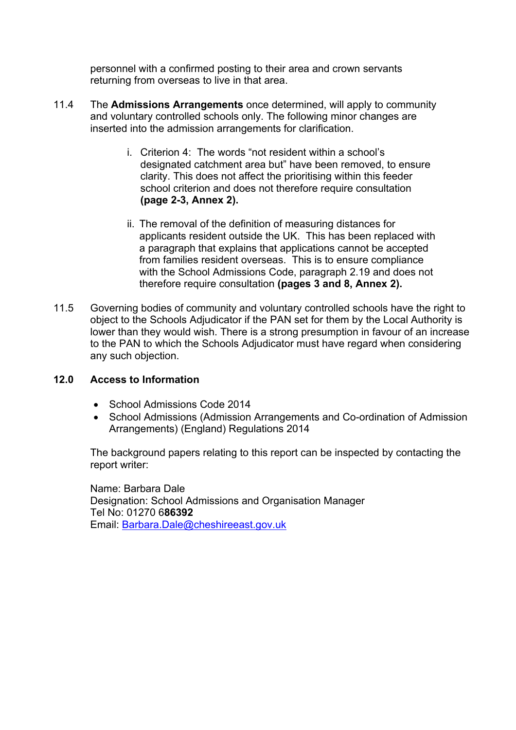personnel with a confirmed posting to their area and crown servants returning from overseas to live in that area.

11.4 The **Admissions Arrangements** once determined, will apply to community and voluntary controlled schools only. The following minor changes are inserted into the admission arrangements for clarification.

i. Criterion 4: The words "not resident within a school's designated catchment area but" have been removed, to ensure clarity. This does not affect the prioritising within this feeder school criterion and does not therefore require consultation **(page 2-3, Annex 2).**

ii. The removal of the definition of measuring distances for applicants resident outside the UK. This has been replaced with a paragraph that explains that applications cannot be accepted from families resident overseas. This is to ensure compliance with the School Admissions Code, paragraph 2.19 and does not therefore require consultation **(pages 3 and 8, Annex 2).**

11.5 Governing bodies of community and voluntary controlled schools have the right to object to the Schools Adjudicator if the PAN set for them by the Local Authority is lower than they would wish. There is a strong presumption in favour of an increase to the PAN to which the Schools Adjudicator must have regard when considering any such objection.

## 12.0 Access to Information

- School Admissions Code 2014
- School Admissions (Admission Arrangements and Co-ordination of Admission Arrangements) (England) Regulations 2014

The background papers relating to this report can be inspected by contacting the report writer:

Name: Barbara Dale
Designation: School Admissions and Organisation Manager
Tel No: 01270 6**86392**
Email: Barbara.Dale@cheshireeast.gov.uk